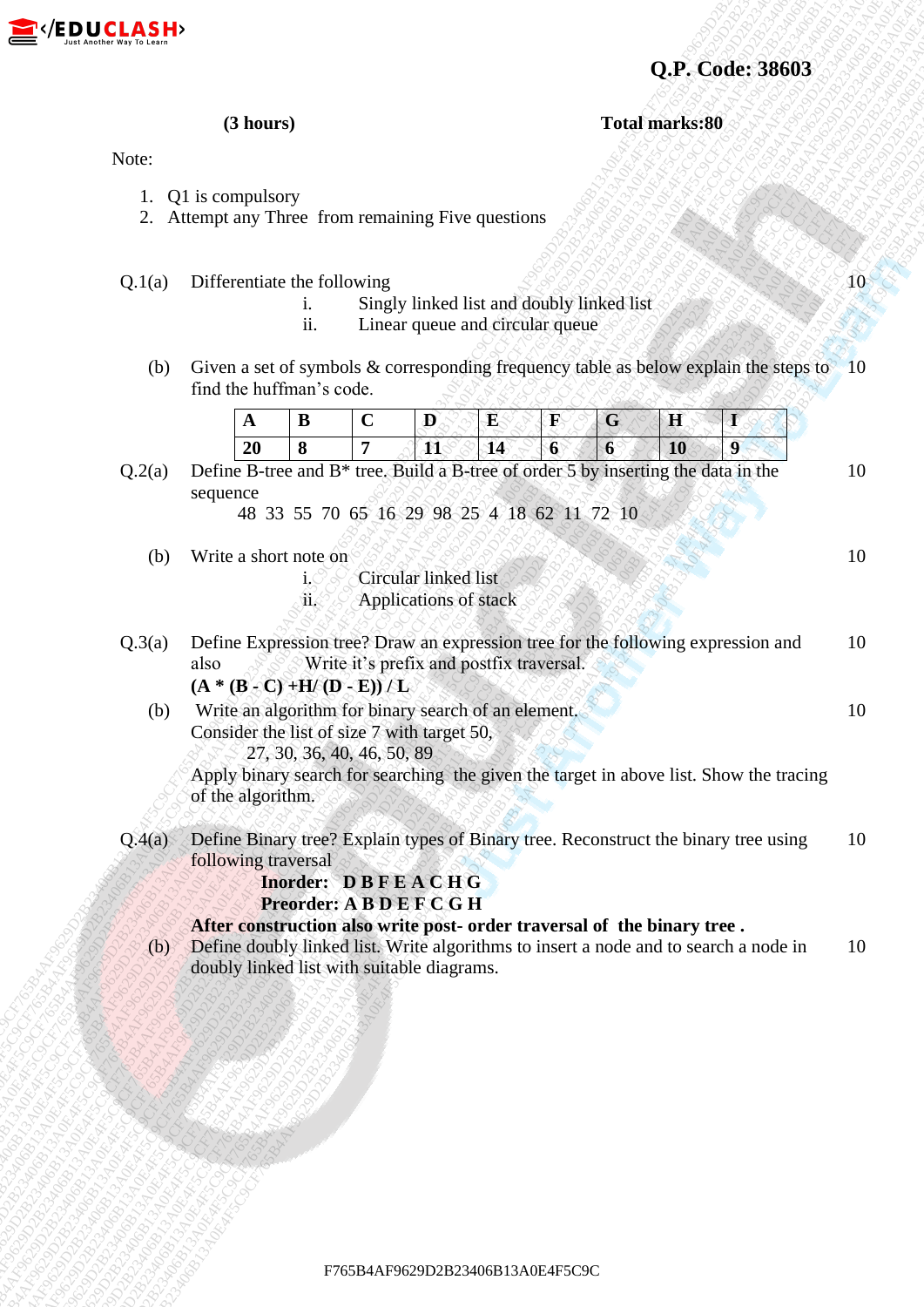**Q.P. Code: 38603**

**(3 hours)** **Total marks:80**

Note:

1. Q1 is compulsory
2. Attempt any Three from remaining Five questions

Q.1(a) Differentiate the following — 10

i. Singly linked list and doubly linked list

ii. Linear queue and circular queue

(b) Given a set of symbols & corresponding frequency table as below explain the steps to find the huffman's code. — 10

| A | B | C | D | E | F | G | H | I |
|---|---|---|---|---|---|---|---|---|
| 20 | 8 | 7 | 11 | 14 | 6 | 6 | 10 | 9 |

Q.2(a) Define B-tree and B* tree. Build a B-tree of order 5 by inserting the data in the sequence — 10

48 33 55 70 65 16 29 98 25 4 18 62 11 72 10

(b) Write a short note on — 10

i. Circular linked list

ii. Applications of stack

Q.3(a) Define Expression tree? Draw an expression tree for the following expression and also Write it's prefix and postfix traversal. — 10

**(A * (B - C) +H/ (D - E)) / L**

(b) Write an algorithm for binary search of an element. — 10

Consider the list of size 7 with target 50,

27, 30, 36, 40, 46, 50, 89

Apply binary search for searching the given the target in above list. Show the tracing of the algorithm.

Q.4(a) Define Binary tree? Explain types of Binary tree. Reconstruct the binary tree using following traversal — 10

**Inorder: D B F E A C H G**

**Preorder: A B D E F C G H**

**After construction also write post- order traversal of the binary tree .**

(b) Define doubly linked list. Write algorithms to insert a node and to search a node in doubly linked list with suitable diagrams. — 10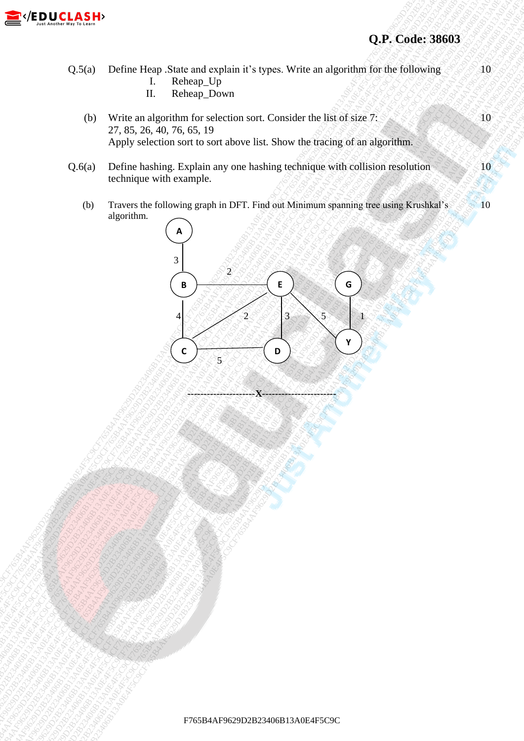**Q.P. Code: 38603**

Q.5(a) Define Heap .State and explain it's types. Write an algorithm for the following — 10

I. Reheap_Up

II. Reheap_Down

(b) Write an algorithm for selection sort. Consider the list of size 7: — 10

27, 85, 26, 40, 76, 65, 19

Apply selection sort to sort above list. Show the tracing of an algorithm.

Q.6(a) Define hashing. Explain any one hashing technique with collision resolution technique with example. — 10

(b) Travers the following graph in DFT. Find out Minimum spanning tree using Krushkal's algorithm. — 10

A

3

2

B

E

G

4

2

3

5

1

Y

C

D

5

----------------------X----------------------